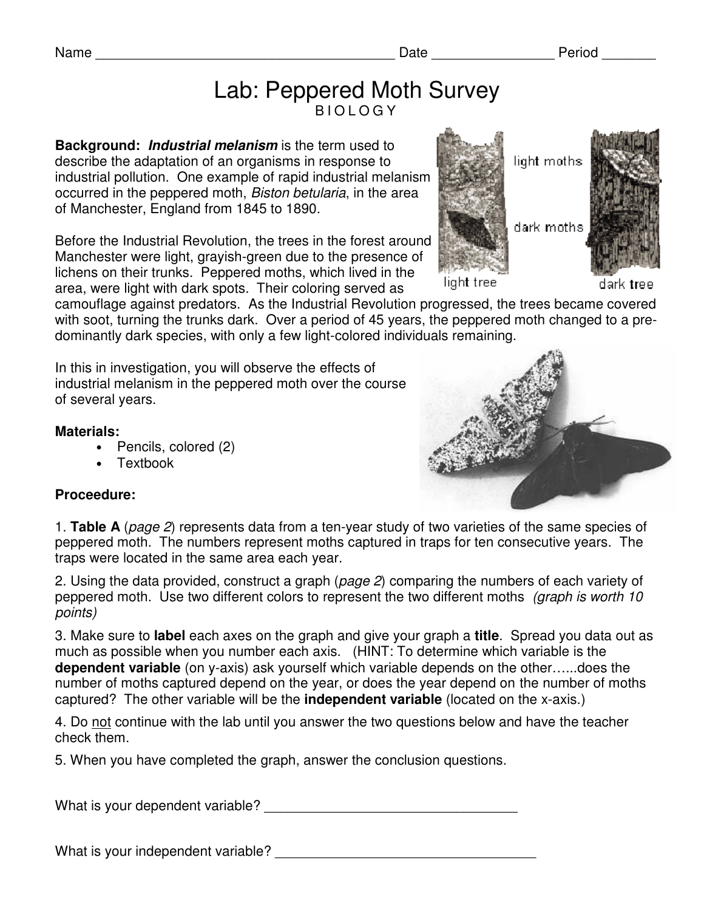Name _______________________________________ Date ________________ Period _______

# Lab: Peppered Moth Survey

BIOLOGY

**Background:** ***Industrial melanism*** is the term used to describe the adaptation of an organisms in response to industrial pollution. One example of rapid industrial melanism occurred in the peppered moth, *Biston betularia*, in the area of Manchester, England from 1845 to 1890.

Before the Industrial Revolution, the trees in the forest around Manchester were light, grayish-green due to the presence of lichens on their trunks. Peppered moths, which lived in the area, were light with dark spots. Their coloring served as camouflage against predators. As the Industrial Revolution progressed, the trees became covered with soot, turning the trunks dark. Over a period of 45 years, the peppered moth changed to a pre-dominantly dark species, with only a few light-colored individuals remaining.

In this in investigation, you will observe the effects of industrial melanism in the peppered moth over the course of several years.

**Materials:**

- Pencils, colored (2)
- Textbook

**Proceedure:**

1. **Table A** (*page 2*) represents data from a ten-year study of two varieties of the same species of peppered moth. The numbers represent moths captured in traps for ten consecutive years. The traps were located in the same area each year.

2. Using the data provided, construct a graph (*page 2*) comparing the numbers of each variety of peppered moth. Use two different colors to represent the two different moths *(graph is worth 10 points)*

3. Make sure to **label** each axes on the graph and give your graph a **title**. Spread you data out as much as possible when you number each axis. (HINT: To determine which variable is the **dependent variable** (on y-axis) ask yourself which variable depends on the other…...does the number of moths captured depend on the year, or does the year depend on the number of moths captured? The other variable will be the **independent variable** (located on the x-axis.)

4. Do not continue with the lab until you answer the two questions below and have the teacher check them.

5. When you have completed the graph, answer the conclusion questions.

What is your dependent variable? ___________________________________

What is your independent variable? ___________________________________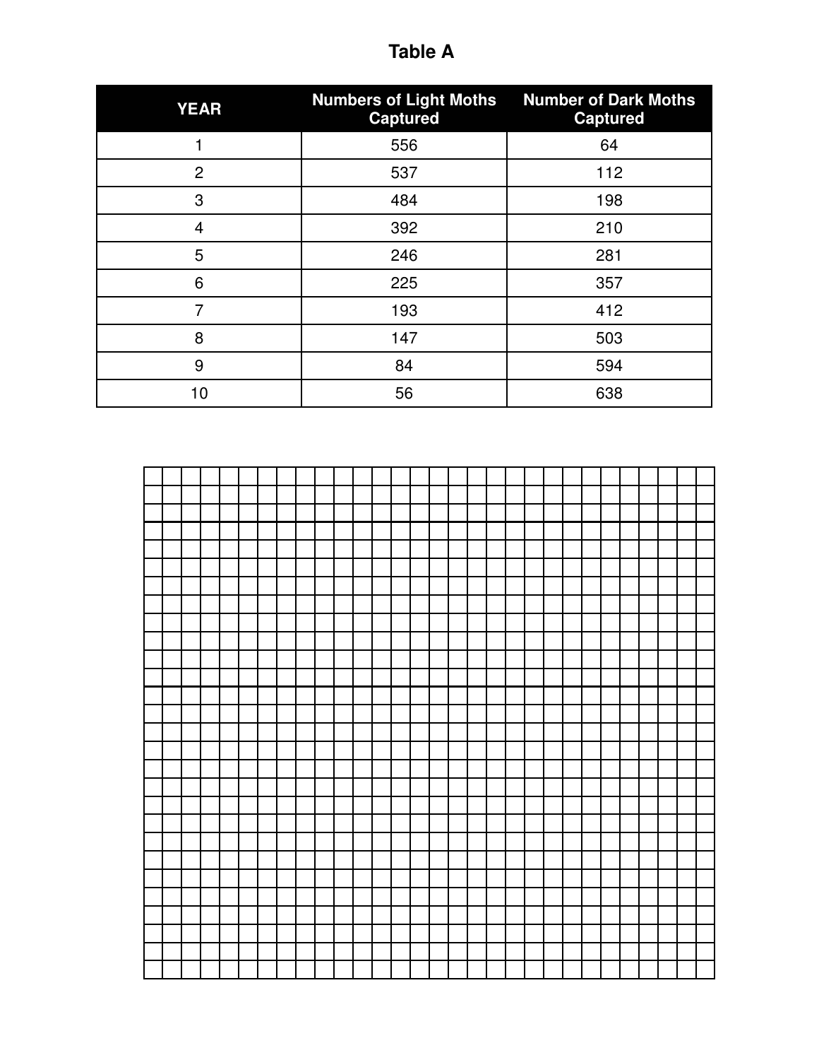**Table A**

| YEAR | Numbers of Light Moths Captured | Number of Dark Moths Captured |
|---|---|---|
| 1 | 556 | 64 |
| 2 | 537 | 112 |
| 3 | 484 | 198 |
| 4 | 392 | 210 |
| 5 | 246 | 281 |
| 6 | 225 | 357 |
| 7 | 193 | 412 |
| 8 | 147 | 503 |
| 9 | 84 | 594 |
| 10 | 56 | 638 |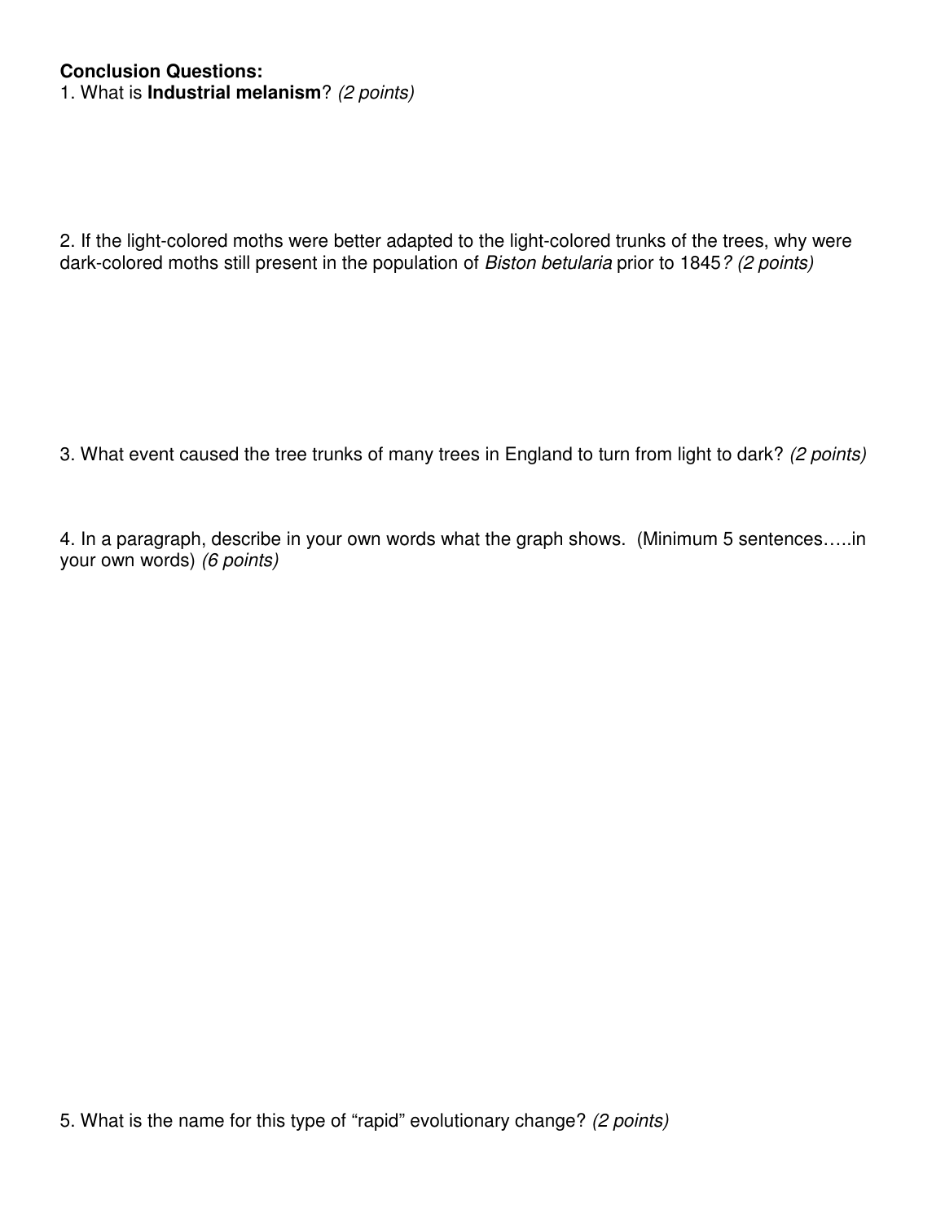**Conclusion Questions:**

1. What is **Industrial melanism**? *(2 points)*

2. If the light-colored moths were better adapted to the light-colored trunks of the trees, why were dark-colored moths still present in the population of *Biston betularia* prior to 1845*? (2 points)*

3. What event caused the tree trunks of many trees in England to turn from light to dark? *(2 points)*

4. In a paragraph, describe in your own words what the graph shows. (Minimum 5 sentences…..in your own words) *(6 points)*

5. What is the name for this type of "rapid" evolutionary change? *(2 points)*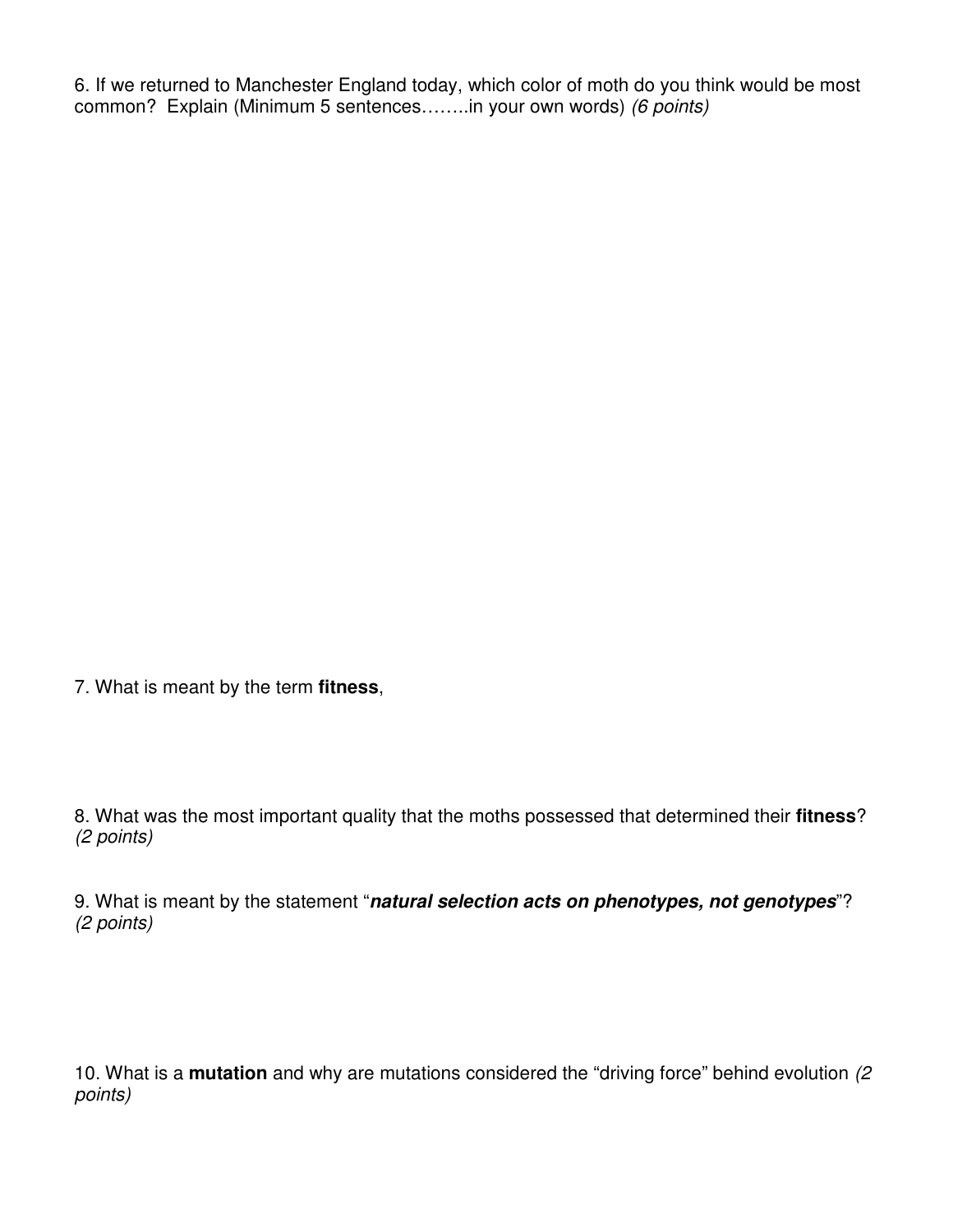6. If we returned to Manchester England today, which color of moth do you think would be most common? Explain (Minimum 5 sentences……..in your own words) *(6 points)*

7. What is meant by the term **fitness**,

8. What was the most important quality that the moths possessed that determined their **fitness**? *(2 points)*

9. What is meant by the statement "***natural selection acts on phenotypes, not genotypes***"? *(2 points)*

10. What is a **mutation** and why are mutations considered the "driving force" behind evolution *(2 points)*